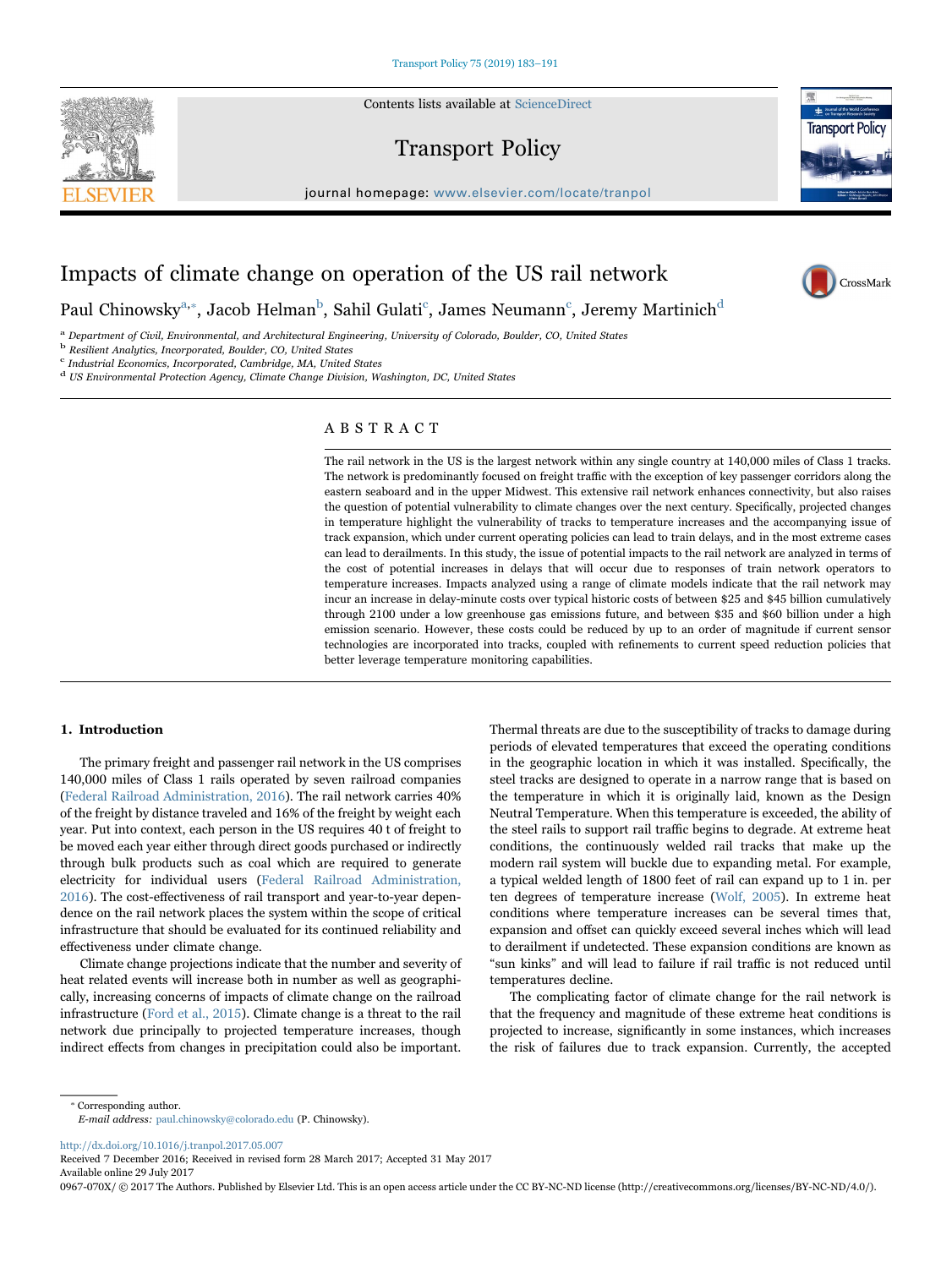# Impacts of climate change on operation of the US rail network

Paul Chinowsky[a,*], Jacob Helman[b], Sahil Gulati[c], James Neumann[c], Jeremy Martinich[d]

[a] Department of Civil, Environmental, and Architectural Engineering, University of Colorado, Boulder, CO, United States
[b] Resilient Analytics, Incorporated, Boulder, CO, United States
[c] Industrial Economics, Incorporated, Cambridge, MA, United States
[d] US Environmental Protection Agency, Climate Change Division, Washington, DC, United States

## ABSTRACT

The rail network in the US is the largest network within any single country at 140,000 miles of Class 1 tracks. The network is predominantly focused on freight traffic with the exception of key passenger corridors along the eastern seaboard and in the upper Midwest. This extensive rail network enhances connectivity, but also raises the question of potential vulnerability to climate changes over the next century. Specifically, projected changes in temperature highlight the vulnerability of tracks to temperature increases and the accompanying issue of track expansion, which under current operating policies can lead to train delays, and in the most extreme cases can lead to derailments. In this study, the issue of potential impacts to the rail network are analyzed in terms of the cost of potential increases in delays that will occur due to responses of train network operators to temperature increases. Impacts analyzed using a range of climate models indicate that the rail network may incur an increase in delay-minute costs over typical historic costs of between $25 and $45 billion cumulatively through 2100 under a low greenhouse gas emissions future, and between $35 and $60 billion under a high emission scenario. However, these costs could be reduced by up to an order of magnitude if current sensor technologies are incorporated into tracks, coupled with refinements to current speed reduction policies that better leverage temperature monitoring capabilities.

## 1. Introduction

The primary freight and passenger rail network in the US comprises 140,000 miles of Class 1 rails operated by seven railroad companies (Federal Railroad Administration, 2016). The rail network carries 40% of the freight by distance traveled and 16% of the freight by weight each year. Put into context, each person in the US requires 40 t of freight to be moved each year either through direct goods purchased or indirectly through bulk products such as coal which are required to generate electricity for individual users (Federal Railroad Administration, 2016). The cost-effectiveness of rail transport and year-to-year dependence on the rail network places the system within the scope of critical infrastructure that should be evaluated for its continued reliability and effectiveness under climate change.

Climate change projections indicate that the number and severity of heat related events will increase both in number as well as geographically, increasing concerns of impacts of climate change on the railroad infrastructure (Ford et al., 2015). Climate change is a threat to the rail network due principally to projected temperature increases, though indirect effects from changes in precipitation could also be important. Thermal threats are due to the susceptibility of tracks to damage during periods of elevated temperatures that exceed the operating conditions in the geographic location in which it was installed. Specifically, the steel tracks are designed to operate in a narrow range that is based on the temperature in which it is originally laid, known as the Design Neutral Temperature. When this temperature is exceeded, the ability of the steel rails to support rail traffic begins to degrade. At extreme heat conditions, the continuously welded rail tracks that make up the modern rail system will buckle due to expanding metal. For example, a typical welded length of 1800 feet of rail can expand up to 1 in. per ten degrees of temperature increase (Wolf, 2005). In extreme heat conditions where temperature increases can be several times that, expansion and offset can quickly exceed several inches which will lead to derailment if undetected. These expansion conditions are known as "sun kinks" and will lead to failure if rail traffic is not reduced until temperatures decline.

The complicating factor of climate change for the rail network is that the frequency and magnitude of these extreme heat conditions is projected to increase, significantly in some instances, which increases the risk of failures due to track expansion. Currently, the accepted

---

* Corresponding author.
*E-mail address:* paul.chinowsky@colorado.edu (P. Chinowsky).

http://dx.doi.org/10.1016/j.tranpol.2017.05.007
Received 7 December 2016; Received in revised form 28 March 2017; Accepted 31 May 2017
Available online 29 July 2017
0967-070X/ © 2017 The Authors. Published by Elsevier Ltd. This is an open access article under the CC BY-NC-ND license (http://creativecommons.org/licenses/BY-NC-ND/4.0/).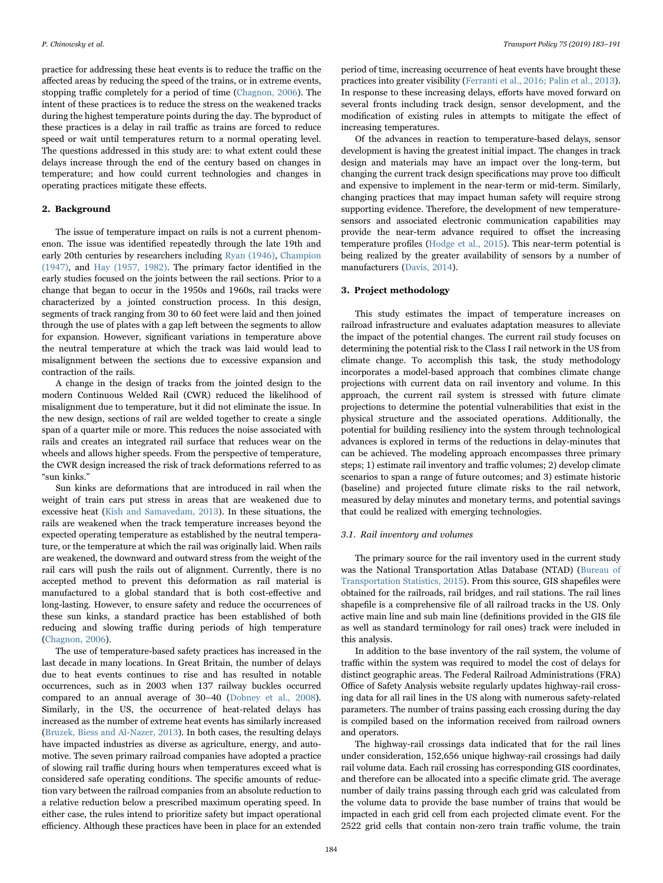practice for addressing these heat events is to reduce the traffic on the affected areas by reducing the speed of the trains, or in extreme events, stopping traffic completely for a period of time (Chagnon, 2006). The intent of these practices is to reduce the stress on the weakened tracks during the highest temperature points during the day. The byproduct of these practices is a delay in rail traffic as trains are forced to reduce speed or wait until temperatures return to a normal operating level. The questions addressed in this study are: to what extent could these delays increase through the end of the century based on changes in temperature; and how could current technologies and changes in operating practices mitigate these effects.

## 2. Background

The issue of temperature impact on rails is not a current phenomenon. The issue was identified repeatedly through the late 19th and early 20th centuries by researchers including Ryan (1946), Champion (1947), and Hay (1957, 1982). The primary factor identified in the early studies focused on the joints between the rail sections. Prior to a change that began to occur in the 1950s and 1960s, rail tracks were characterized by a jointed construction process. In this design, segments of track ranging from 30 to 60 feet were laid and then joined through the use of plates with a gap left between the segments to allow for expansion. However, significant variations in temperature above the neutral temperature at which the track was laid would lead to misalignment between the sections due to excessive expansion and contraction of the rails.

A change in the design of tracks from the jointed design to the modern Continuous Welded Rail (CWR) reduced the likelihood of misalignment due to temperature, but it did not eliminate the issue. In the new design, sections of rail are welded together to create a single span of a quarter mile or more. This reduces the noise associated with rails and creates an integrated rail surface that reduces wear on the wheels and allows higher speeds. From the perspective of temperature, the CWR design increased the risk of track deformations referred to as "sun kinks."

Sun kinks are deformations that are introduced in rail when the weight of train cars put stress in areas that are weakened due to excessive heat (Kish and Samavedam, 2013). In these situations, the rails are weakened when the track temperature increases beyond the expected operating temperature as established by the neutral temperature, or the temperature at which the rail was originally laid. When rails are weakened, the downward and outward stress from the weight of the rail cars will push the rails out of alignment. Currently, there is no accepted method to prevent this deformation as rail material is manufactured to a global standard that is both cost-effective and long-lasting. However, to ensure safety and reduce the occurrences of these sun kinks, a standard practice has been established of both reducing and slowing traffic during periods of high temperature (Chagnon, 2006).

The use of temperature-based safety practices has increased in the last decade in many locations. In Great Britain, the number of delays due to heat events continues to rise and has resulted in notable occurrences, such as in 2003 when 137 railway buckles occurred compared to an annual average of 30–40 (Dobney et al., 2008). Similarly, in the US, the occurrence of heat-related delays has increased as the number of extreme heat events has similarly increased (Bruzek, Biess and Al-Nazer, 2013). In both cases, the resulting delays have impacted industries as diverse as agriculture, energy, and automotive. The seven primary railroad companies have adopted a practice of slowing rail traffic during hours when temperatures exceed what is considered safe operating conditions. The specific amounts of reduction vary between the railroad companies from an absolute reduction to a relative reduction below a prescribed maximum operating speed. In either case, the rules intend to prioritize safety but impact operational efficiency. Although these practices have been in place for an extended period of time, increasing occurrence of heat events have brought these practices into greater visibility (Ferranti et al., 2016; Palin et al., 2013). In response to these increasing delays, efforts have moved forward on several fronts including track design, sensor development, and the modification of existing rules in attempts to mitigate the effect of increasing temperatures.

Of the advances in reaction to temperature-based delays, sensor development is having the greatest initial impact. The changes in track design and materials may have an impact over the long-term, but changing the current track design specifications may prove too difficult and expensive to implement in the near-term or mid-term. Similarly, changing practices that may impact human safety will require strong supporting evidence. Therefore, the development of new temperature-sensors and associated electronic communication capabilities may provide the near-term advance required to offset the increasing temperature profiles (Hodge et al., 2015). This near-term potential is being realized by the greater availability of sensors by a number of manufacturers (Davis, 2014).

## 3. Project methodology

This study estimates the impact of temperature increases on railroad infrastructure and evaluates adaptation measures to alleviate the impact of the potential changes. The current rail study focuses on determining the potential risk to the Class I rail network in the US from climate change. To accomplish this task, the study methodology incorporates a model-based approach that combines climate change projections with current data on rail inventory and volume. In this approach, the current rail system is stressed with future climate projections to determine the potential vulnerabilities that exist in the physical structure and the associated operations. Additionally, the potential for building resiliency into the system through technological advances is explored in terms of the reductions in delay-minutes that can be achieved. The modeling approach encompasses three primary steps; 1) estimate rail inventory and traffic volumes; 2) develop climate scenarios to span a range of future outcomes; and 3) estimate historic (baseline) and projected future climate risks to the rail network, measured by delay minutes and monetary terms, and potential savings that could be realized with emerging technologies.

### 3.1. Rail inventory and volumes

The primary source for the rail inventory used in the current study was the National Transportation Atlas Database (NTAD) (Bureau of Transportation Statistics, 2015). From this source, GIS shapefiles were obtained for the railroads, rail bridges, and rail stations. The rail lines shapefile is a comprehensive file of all railroad tracks in the US. Only active main line and sub main line (definitions provided in the GIS file as well as standard terminology for rail ones) track were included in this analysis.

In addition to the base inventory of the rail system, the volume of traffic within the system was required to model the cost of delays for distinct geographic areas. The Federal Railroad Administrations (FRA) Office of Safety Analysis website regularly updates highway-rail crossing data for all rail lines in the US along with numerous safety-related parameters. The number of trains passing each crossing during the day is compiled based on the information received from railroad owners and operators.

The highway-rail crossings data indicated that for the rail lines under consideration, 152,656 unique highway-rail crossings had daily rail volume data. Each rail crossing has corresponding GIS coordinates, and therefore can be allocated into a specific climate grid. The average number of daily trains passing through each grid was calculated from the volume data to provide the base number of trains that would be impacted in each grid cell from each projected climate event. For the 2522 grid cells that contain non-zero train traffic volume, the train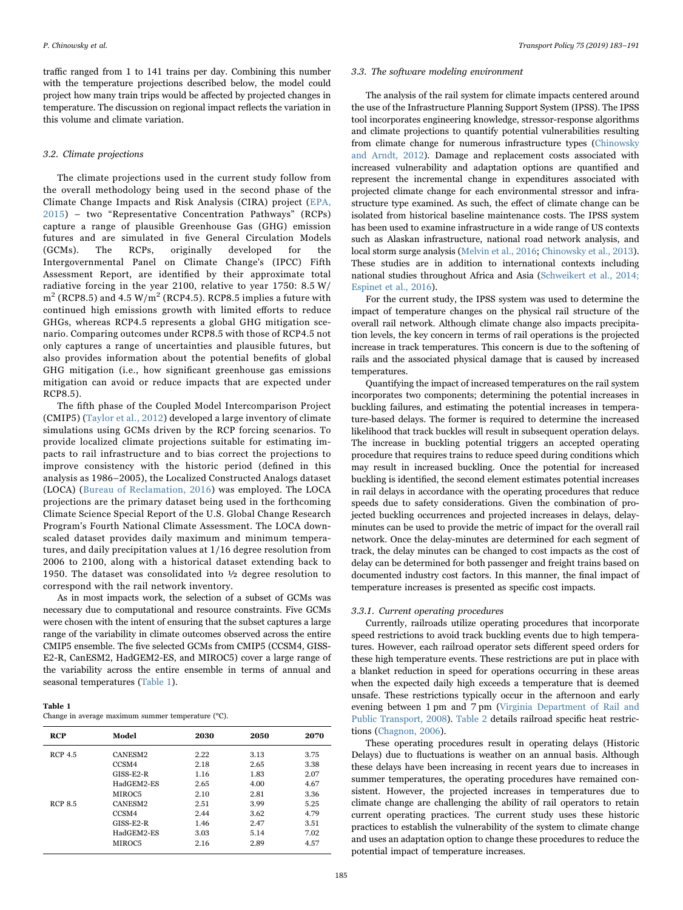traffic ranged from 1 to 141 trains per day. Combining this number with the temperature projections described below, the model could project how many train trips would be affected by projected changes in temperature. The discussion on regional impact reflects the variation in this volume and climate variation.

### 3.2. Climate projections

The climate projections used in the current study follow from the overall methodology being used in the second phase of the Climate Change Impacts and Risk Analysis (CIRA) project (EPA, 2015) – two "Representative Concentration Pathways" (RCPs) capture a range of plausible Greenhouse Gas (GHG) emission futures and are simulated in five General Circulation Models (GCMs). The RCPs, originally developed for the Intergovernmental Panel on Climate Change's (IPCC) Fifth Assessment Report, are identified by their approximate total radiative forcing in the year 2100, relative to year 1750: 8.5 W/m$^2$ (RCP8.5) and 4.5 W/m$^2$ (RCP4.5). RCP8.5 implies a future with continued high emissions growth with limited efforts to reduce GHGs, whereas RCP4.5 represents a global GHG mitigation scenario. Comparing outcomes under RCP8.5 with those of RCP4.5 not only captures a range of uncertainties and plausible futures, but also provides information about the potential benefits of global GHG mitigation (i.e., how significant greenhouse gas emissions mitigation can avoid or reduce impacts that are expected under RCP8.5).

The fifth phase of the Coupled Model Intercomparison Project (CMIP5) (Taylor et al., 2012) developed a large inventory of climate simulations using GCMs driven by the RCP forcing scenarios. To provide localized climate projections suitable for estimating impacts to rail infrastructure and to bias correct the projections to improve consistency with the historic period (defined in this analysis as 1986–2005), the Localized Constructed Analogs dataset (LOCA) (Bureau of Reclamation, 2016) was employed. The LOCA projections are the primary dataset being used in the forthcoming Climate Science Special Report of the U.S. Global Change Research Program's Fourth National Climate Assessment. The LOCA downscaled dataset provides daily maximum and minimum temperatures, and daily precipitation values at 1/16 degree resolution from 2006 to 2100, along with a historical dataset extending back to 1950. The dataset was consolidated into ½ degree resolution to correspond with the rail network inventory.

As in most impacts work, the selection of a subset of GCMs was necessary due to computational and resource constraints. Five GCMs were chosen with the intent of ensuring that the subset captures a large range of the variability in climate outcomes observed across the entire CMIP5 ensemble. The five selected GCMs from CMIP5 (CCSM4, GISS-E2-R, CanESM2, HadGEM2-ES, and MIROC5) cover a large range of the variability across the entire ensemble in terms of annual and seasonal temperatures (Table 1).

**Table 1**
Change in average maximum summer temperature (°C).

| RCP | Model | 2030 | 2050 | 2070 |
|---|---|---|---|---|
| RCP 4.5 | CANESM2 | 2.22 | 3.13 | 3.75 |
| | CCSM4 | 2.18 | 2.65 | 3.38 |
| | GISS-E2-R | 1.16 | 1.83 | 2.07 |
| | HadGEM2-ES | 2.65 | 4.00 | 4.67 |
| | MIROC5 | 2.10 | 2.81 | 3.36 |
| RCP 8.5 | CANESM2 | 2.51 | 3.99 | 5.25 |
| | CCSM4 | 2.44 | 3.62 | 4.79 |
| | GISS-E2-R | 1.46 | 2.47 | 3.51 |
| | HadGEM2-ES | 3.03 | 5.14 | 7.02 |
| | MIROC5 | 2.16 | 2.89 | 4.57 |

### 3.3. The software modeling environment

The analysis of the rail system for climate impacts centered around the use of the Infrastructure Planning Support System (IPSS). The IPSS tool incorporates engineering knowledge, stressor-response algorithms and climate projections to quantify potential vulnerabilities resulting from climate change for numerous infrastructure types (Chinowsky and Arndt, 2012). Damage and replacement costs associated with increased vulnerability and adaptation options are quantified and represent the incremental change in expenditures associated with projected climate change for each environmental stressor and infrastructure type examined. As such, the effect of climate change can be isolated from historical baseline maintenance costs. The IPSS system has been used to examine infrastructure in a wide range of US contexts such as Alaskan infrastructure, national road network analysis, and local storm surge analysis (Melvin et al., 2016; Chinowsky et al., 2013). These studies are in addition to international contexts including national studies throughout Africa and Asia (Schweikert et al., 2014; Espinet et al., 2016).

For the current study, the IPSS system was used to determine the impact of temperature changes on the physical rail structure of the overall rail network. Although climate change also impacts precipitation levels, the key concern in terms of rail operations is the projected increase in track temperatures. This concern is due to the softening of rails and the associated physical damage that is caused by increased temperatures.

Quantifying the impact of increased temperatures on the rail system incorporates two components; determining the potential increases in buckling failures, and estimating the potential increases in temperature-based delays. The former is required to determine the increased likelihood that track buckles will result in subsequent operation delays. The increase in buckling potential triggers an accepted operating procedure that requires trains to reduce speed during conditions which may result in increased buckling. Once the potential for increased buckling is identified, the second element estimates potential increases in rail delays in accordance with the operating procedures that reduce speeds due to safety considerations. Given the combination of projected buckling occurrences and projected increases in delays, delay-minutes can be used to provide the metric of impact for the overall rail network. Once the delay-minutes are determined for each segment of track, the delay minutes can be changed to cost impacts as the cost of delay can be determined for both passenger and freight trains based on documented industry cost factors. In this manner, the final impact of temperature increases is presented as specific cost impacts.

#### 3.3.1. Current operating procedures

Currently, railroads utilize operating procedures that incorporate speed restrictions to avoid track buckling events due to high temperatures. However, each railroad operator sets different speed orders for these high temperature events. These restrictions are put in place with a blanket reduction in speed for operations occurring in these areas when the expected daily high exceeds a temperature that is deemed unsafe. These restrictions typically occur in the afternoon and early evening between 1 pm and 7 pm (Virginia Department of Rail and Public Transport, 2008). Table 2 details railroad specific heat restrictions (Chagnon, 2006).

These operating procedures result in operating delays (Historic Delays) due to fluctuations is weather on an annual basis. Although these delays have been increasing in recent years due to increases in summer temperatures, the operating procedures have remained consistent. However, the projected increases in temperatures due to climate change are challenging the ability of rail operators to retain current operating practices. The current study uses these historic practices to establish the vulnerability of the system to climate change and uses an adaptation option to change these procedures to reduce the potential impact of temperature increases.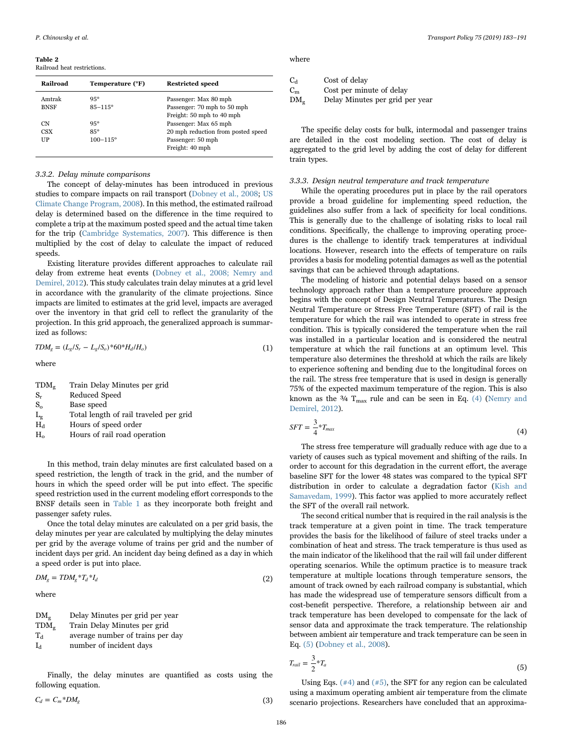**Table 2**
Railroad heat restrictions.

| Railroad | Temperature (°F) | Restricted speed |
|---|---|---|
| Amtrak | 95° | Passenger: Max 80 mph |
| BNSF | 85–115° | Passenger: 70 mph to 50 mph<br>Freight: 50 mph to 40 mph |
| CN | 95° | Passenger: Max 65 mph |
| CSX | 85° | 20 mph reduction from posted speed |
| UP | 100–115° | Passenger: 50 mph<br>Freight: 40 mph |

#### 3.3.2. Delay minute comparisons

The concept of delay-minutes has been introduced in previous studies to compare impacts on rail transport (Dobney et al., 2008; US Climate Change Program, 2008). In this method, the estimated railroad delay is determined based on the difference in the time required to complete a trip at the maximum posted speed and the actual time taken for the trip (Cambridge Systematics, 2007). This difference is then multiplied by the cost of delay to calculate the impact of reduced speeds.

Existing literature provides different approaches to calculate rail delay from extreme heat events (Dobney et al., 2008; Nemry and Demirel, 2012). This study calculates train delay minutes at a grid level in accordance with the granularity of the climate projections. Since impacts are limited to estimates at the grid level, impacts are averaged over the inventory in that grid cell to reflect the granularity of the projection. In this grid approach, the generalized approach is summarized as follows:

$$TDM_g = (L_g/S_r - L_g/S_o)*60*H_d/H_o) \tag{1}$$

where

| | |
|---|---|
| $TDM_g$ | Train Delay Minutes per grid |
| $S_r$ | Reduced Speed |
| $S_o$ | Base speed |
| $L_g$ | Total length of rail traveled per grid |
| $H_d$ | Hours of speed order |
| $H_o$ | Hours of rail road operation |

In this method, train delay minutes are first calculated based on a speed restriction, the length of track in the grid, and the number of hours in which the speed order will be put into effect. The specific speed restriction used in the current modeling effort corresponds to the BNSF details seen in Table 1 as they incorporate both freight and passenger safety rules.

Once the total delay minutes are calculated on a per grid basis, the delay minutes per year are calculated by multiplying the delay minutes per grid by the average volume of trains per grid and the number of incident days per grid. An incident day being defined as a day in which a speed order is put into place.

$$DM_g = TDM_g*T_d*I_d \tag{2}$$

where

| | |
|---|---|
| $DM_g$ | Delay Minutes per grid per year |
| $TDM_g$ | Train Delay Minutes per grid |
| $T_d$ | average number of trains per day |
| $I_d$ | number of incident days |

Finally, the delay minutes are quantified as costs using the following equation.

$$C_d = C_m*DM_g \tag{3}$$

where

| | |
|---|---|
| $C_d$ | Cost of delay |
| $C_m$ | Cost per minute of delay |
| $DM_g$ | Delay Minutes per grid per year |

The specific delay costs for bulk, intermodal and passenger trains are detailed in the cost modeling section. The cost of delay is aggregated to the grid level by adding the cost of delay for different train types.

#### 3.3.3. Design neutral temperature and track temperature

While the operating procedures put in place by the rail operators provide a broad guideline for implementing speed reduction, the guidelines also suffer from a lack of specificity for local conditions. This is generally due to the challenge of isolating risks to local rail conditions. Specifically, the challenge to improving operating procedures is the challenge to identify track temperatures at individual locations. However, research into the effects of temperature on rails provides a basis for modeling potential damages as well as the potential savings that can be achieved through adaptations.

The modeling of historic and potential delays based on a sensor technology approach rather than a temperature procedure approach begins with the concept of Design Neutral Temperatures. The Design Neutral Temperature or Stress Free Temperature (SFT) of rail is the temperature for which the rail was intended to operate in stress free condition. This is typically considered the temperature when the rail was installed in a particular location and is considered the neutral temperature at which the rail functions at an optimum level. This temperature also determines the threshold at which the rails are likely to experience softening and bending due to the longitudinal forces on the rail. The stress free temperature that is used in design is generally 75% of the expected maximum temperature of the region. This is also known as the ¾ $T_{max}$ rule and can be seen in Eq. (4) (Nemry and Demirel, 2012).

$$SFT = \frac{3}{4}*T_{max} \tag{4}$$

The stress free temperature will gradually reduce with age due to a variety of causes such as typical movement and shifting of the rails. In order to account for this degradation in the current effort, the average baseline SFT for the lower 48 states was compared to the typical SFT distribution in order to calculate a degradation factor (Kish and Samavedam, 1999). This factor was applied to more accurately reflect the SFT of the overall rail network.

The second critical number that is required in the rail analysis is the track temperature at a given point in time. The track temperature provides the basis for the likelihood of failure of steel tracks under a combination of heat and stress. The track temperature is thus used as the main indicator of the likelihood that the rail will fail under different operating scenarios. While the optimum practice is to measure track temperature at multiple locations through temperature sensors, the amount of track owned by each railroad company is substantial, which has made the widespread use of temperature sensors difficult from a cost-benefit perspective. Therefore, a relationship between air and track temperature has been developed to compensate for the lack of sensor data and approximate the track temperature. The relationship between ambient air temperature and track temperature can be seen in Eq. (5) (Dobney et al., 2008).

$$T_{rail} = \frac{3}{2}*T_a \tag{5}$$

Using Eqs. (#4) and (#5), the SFT for any region can be calculated using a maximum operating ambient air temperature from the climate scenario projections. Researchers have concluded that an approxima-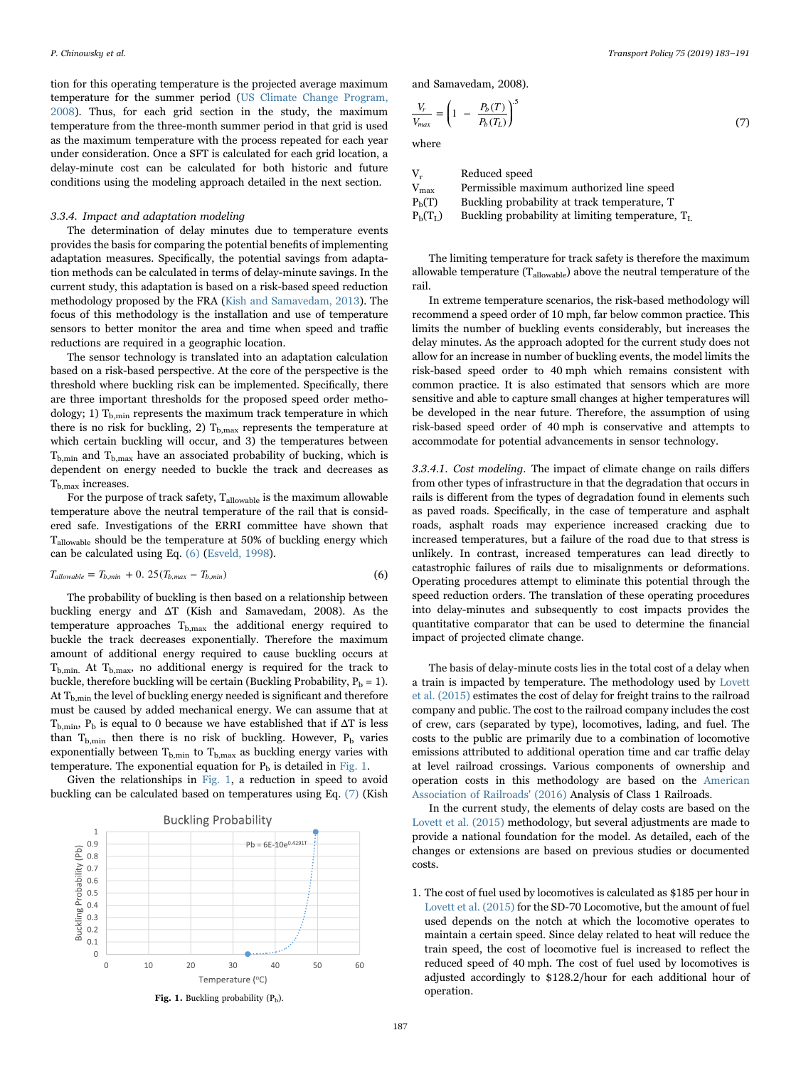tion for this operating temperature is the projected average maximum temperature for the summer period (US Climate Change Program, 2008). Thus, for each grid section in the study, the maximum temperature from the three-month summer period in that grid is used as the maximum temperature with the process repeated for each year under consideration. Once a SFT is calculated for each grid location, a delay-minute cost can be calculated for both historic and future conditions using the modeling approach detailed in the next section.

### 3.3.4. Impact and adaptation modeling

The determination of delay minutes due to temperature events provides the basis for comparing the potential benefits of implementing adaptation measures. Specifically, the potential savings from adaptation methods can be calculated in terms of delay-minute savings. In the current study, this adaptation is based on a risk-based speed reduction methodology proposed by the FRA (Kish and Samavedam, 2013). The focus of this methodology is the installation and use of temperature sensors to better monitor the area and time when speed and traffic reductions are required in a geographic location.

The sensor technology is translated into an adaptation calculation based on a risk-based perspective. At the core of the perspective is the threshold where buckling risk can be implemented. Specifically, there are three important thresholds for the proposed speed order methodology; 1) $T_{b,min}$ represents the maximum track temperature in which there is no risk for buckling, 2) $T_{b,max}$ represents the temperature at which certain buckling will occur, and 3) the temperatures between $T_{b,min}$ and $T_{b,max}$ have an associated probability of bucking, which is dependent on energy needed to buckle the track and decreases as $T_{b,max}$ increases.

For the purpose of track safety, $T_{allowable}$ is the maximum allowable temperature above the neutral temperature of the rail that is considered safe. Investigations of the ERRI committee have shown that $T_{allowable}$ should be the temperature at 50% of buckling energy which can be calculated using Eq. (6) (Esveld, 1998).

$$T_{allowable} = T_{b,min} + 0.25(T_{b,max} - T_{b,min}) \tag{6}$$

The probability of buckling is then based on a relationship between buckling energy and ΔT (Kish and Samavedam, 2008). As the temperature approaches $T_{b,max}$ the additional energy required to buckle the track decreases exponentially. Therefore the maximum amount of additional energy required to cause buckling occurs at $T_{b,min}$. At $T_{b,max}$, no additional energy is required for the track to buckle, therefore buckling will be certain (Buckling Probability, $P_b = 1$). At $T_{b,min}$ the level of buckling energy needed is significant and therefore must be caused by added mechanical energy. We can assume that at $T_{b,min}$, $P_b$ is equal to 0 because we have established that if ΔT is less than $T_{b,min}$ then there is no risk of buckling. However, $P_b$ varies exponentially between $T_{b,min}$ to $T_{b,max}$ as buckling energy varies with temperature. The exponential equation for $P_b$ is detailed in Fig. 1.

Given the relationships in Fig. 1, a reduction in speed to avoid buckle can be calculated based on temperatures using Eq. (7) (Kish and Samavedam, 2008).

**Fig. 1.** Buckling probability ($P_b$).

$$\frac{V_r}{V_{max}} = \left(1 - \frac{P_b(T)}{P_b(T_L)}\right)^{.5} \tag{7}$$

where

| | |
|---|---|
| $V_r$ | Reduced speed |
| $V_{max}$ | Permissible maximum authorized line speed |
| $P_b(T)$ | Buckling probability at track temperature, T |
| $P_b(T_L)$ | Buckling probability at limiting temperature, $T_L$ |

The limiting temperature for track safety is therefore the maximum allowable temperature ($T_{allowable}$) above the neutral temperature of the rail.

In extreme temperature scenarios, the risk-based methodology will recommend a speed order of 10 mph, far below common practice. This limits the number of buckling events considerably, but increases the delay minutes. As the approach adopted for the current study does not allow for an increase in number of buckling events, the model limits the risk-based speed order to 40 mph which remains consistent with common practice. It is also estimated that sensors which are more sensitive and able to capture small changes at higher temperatures will be developed in the near future. Therefore, the assumption of using risk-based speed order of 40 mph is conservative and attempts to accommodate for potential advancements in sensor technology.

#### 3.3.4.1. Cost modeling

The impact of climate change on rails differs from other types of infrastructure in that the degradation that occurs in rails is different from the types of degradation found in elements such as paved roads. Specifically, in the case of temperature and asphalt roads, asphalt roads may experience increased cracking due to increased temperatures, but a failure of the road due to that stress is unlikely. In contrast, increased temperatures can lead directly to catastrophic failures of rails due to misalignments or deformations. Operating procedures attempt to eliminate this potential through the speed reduction orders. The translation of these operating procedures into delay-minutes and subsequently to cost impacts provides the quantitative comparator that can be used to determine the financial impact of projected climate change.

The basis of delay-minute costs lies in the total cost of a delay when a train is impacted by temperature. The methodology used by Lovett et al. (2015) estimates the cost of delay for freight trains to the railroad company and public. The cost to the railroad company includes the cost of crew, cars (separated by type), locomotives, lading, and fuel. The costs to the public are primarily due to a combination of locomotive emissions attributed to additional operation time and car traffic delay at level railroad crossings. Various components of ownership and operation costs in this methodology are based on the American Association of Railroads' (2016) Analysis of Class 1 Railroads.

In the current study, the elements of delay costs are based on the Lovett et al. (2015) methodology, but several adjustments are made to provide a national foundation for the model. As detailed, each of the changes or extensions are based on previous studies or documented costs.

1. The cost of fuel used by locomotives is calculated as $185 per hour in Lovett et al. (2015) for the SD-70 Locomotive, but the amount of fuel used depends on the notch at which the locomotive operates to maintain a certain speed. Since delay related to heat will reduce the train speed, the cost of locomotive fuel is increased to reflect the reduced speed of 40 mph. The cost of fuel used by locomotives is adjusted accordingly to $128.2/hour for each additional hour of operation.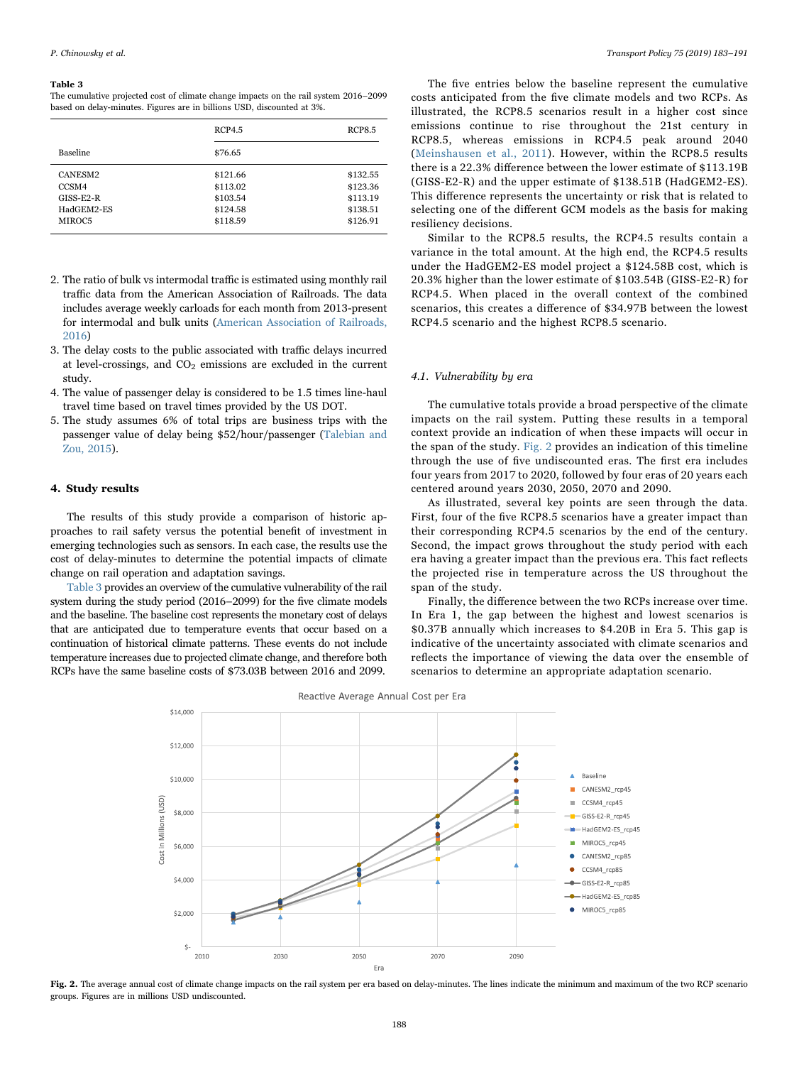**Table 3**
The cumulative projected cost of climate change impacts on the rail system 2016–2099 based on delay-minutes. Figures are in billions USD, discounted at 3%.

| | RCP4.5 | RCP8.5 |
|---|---|---|
| Baseline | $76.65 | |
| CANESM2 | $121.66 | $132.55 |
| CCSM4 | $113.02 | $123.36 |
| GISS-E2-R | $103.54 | $113.19 |
| HadGEM2-ES | $124.58 | $138.51 |
| MIROC5 | $118.59 | $126.91 |

2. The ratio of bulk vs intermodal traffic is estimated using monthly rail traffic data from the American Association of Railroads. The data includes average weekly carloads for each month from 2013-present for intermodal and bulk units (American Association of Railroads, 2016)
3. The delay costs to the public associated with traffic delays incurred at level-crossings, and $CO_2$ emissions are excluded in the current study.
4. The value of passenger delay is considered to be 1.5 times line-haul travel time based on travel times provided by the US DOT.
5. The study assumes 6% of total trips are business trips with the passenger value of delay being $52/hour/passenger (Talebian and Zou, 2015).

## 4. Study results

The results of this study provide a comparison of historic approaches to rail safety versus the potential benefit of investment in emerging technologies such as sensors. In each case, the results use the cost of delay-minutes to determine the potential impacts of climate change on rail operation and adaptation savings.

Table 3 provides an overview of the cumulative vulnerability of the rail system during the study period (2016–2099) for the five climate models and the baseline. The baseline cost represents the monetary cost of delays that are anticipated due to temperature events that occur based on a continuation of historical climate patterns. These events do not include temperature increases due to projected climate change, and therefore both RCPs have the same baseline costs of $73.03B between 2016 and 2099.

The five entries below the baseline represent the cumulative costs anticipated from the five climate models and two RCPs. As illustrated, the RCP8.5 scenarios result in a higher cost since emissions continue to rise throughout the 21st century in RCP8.5, whereas emissions in RCP4.5 peak around 2040 (Meinshausen et al., 2011). However, within the RCP8.5 results there is a 22.3% difference between the lower estimate of $113.19B (GISS-E2-R) and the upper estimate of $138.51B (HadGEM2-ES). This difference represents the uncertainty or risk that is related to selecting one of the different GCM models as the basis for making resiliency decisions.

Similar to the RCP8.5 results, the RCP4.5 results contain a variance in the total amount. At the high end, the RCP4.5 results under the HadGEM2-ES model project a $124.58B cost, which is 20.3% higher than the lower estimate of $103.54B (GISS-E2-R) for RCP4.5. When placed in the overall context of the combined scenarios, this creates a difference of $34.97B between the lowest RCP4.5 scenario and the highest RCP8.5 scenario.

### 4.1. Vulnerability by era

The cumulative totals provide a broad perspective of the climate impacts on the rail system. Putting these results in a temporal context provide an indication of when these impacts will occur in the span of the study. Fig. 2 provides an indication of this timeline through the use of five undiscounted eras. The first era includes four years from 2017 to 2020, followed by four eras of 20 years each centered around years 2030, 2050, 2070 and 2090.

As illustrated, several key points are seen through the data. First, four of the five RCP8.5 scenarios have a greater impact than their corresponding RCP4.5 scenarios by the end of the century. Second, the impact grows throughout the study period with each era having a greater impact than the previous era. This fact reflects the projected rise in temperature across the US throughout the span of the study.

Finally, the difference between the two RCPs increase over time. In Era 1, the gap between the highest and lowest scenarios is $0.37B annually which increases to $4.20B in Era 5. This gap is indicative of the uncertainty associated with climate scenarios and reflects the importance of viewing the data over the ensemble of scenarios to determine an appropriate adaptation scenario.

**Fig. 2.** The average annual cost of climate change impacts on the rail system per era based on delay-minutes. The lines indicate the minimum and maximum of the two RCP scenario groups. Figures are in millions USD undiscounted.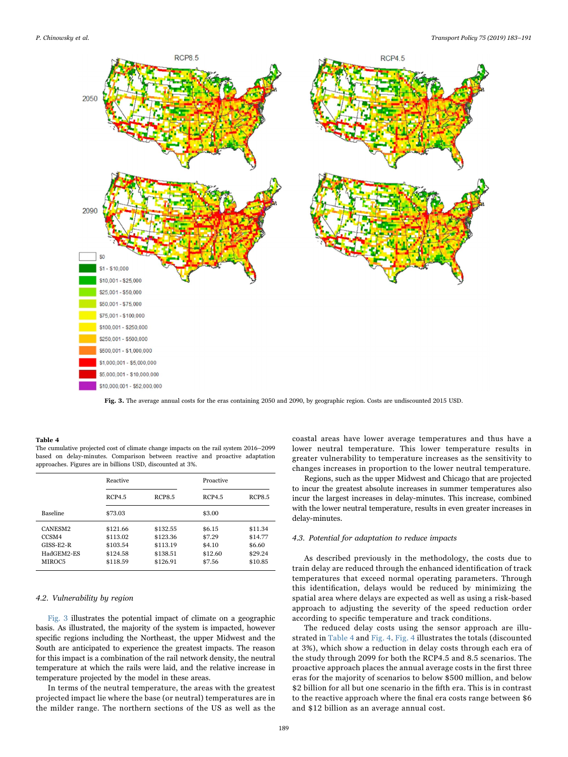Fig. 3. The average annual costs for the eras containing 2050 and 2090, by geographic region. Costs are undiscounted 2015 USD.

**Table 4**
The cumulative projected cost of climate change impacts on the rail system 2016–2099 based on delay-minutes. Comparison between reactive and proactive adaptation approaches. Figures are in billions USD, discounted at 3%.

| | Reactive | | Proactive | |
|---|---|---|---|---|
| | RCP4.5 | RCP8.5 | RCP4.5 | RCP8.5 |
| Baseline | $73.03 | | $3.00 | |
| CANESM2 | $121.66 | $132.55 | $6.15 | $11.34 |
| CCSM4 | $113.02 | $123.36 | $7.29 | $14.77 |
| GISS-E2-R | $103.54 | $113.19 | $4.10 | $6.60 |
| HadGEM2-ES | $124.58 | $138.51 | $12.60 | $29.24 |
| MIROC5 | $118.59 | $126.91 | $7.56 | $10.85 |

### 4.2. Vulnerability by region

Fig. 3 illustrates the potential impact of climate on a geographic basis. As illustrated, the majority of the system is impacted, however specific regions including the Northeast, the upper Midwest and the South are anticipated to experience the greatest impacts. The reason for this impact is a combination of the rail network density, the neutral temperature at which the rails were laid, and the relative increase in temperature projected by the model in these areas.

In terms of the neutral temperature, the areas with the greatest projected impact lie where the base (or neutral) temperatures are in the milder range. The northern sections of the US as well as the coastal areas have lower average temperatures and thus have a lower neutral temperature. This lower temperature results in greater vulnerability to temperature increases as the sensitivity to changes increases in proportion to the lower neutral temperature.

Regions, such as the upper Midwest and Chicago that are projected to incur the greatest absolute increases in summer temperatures also incur the largest increases in delay-minutes. This increase, combined with the lower neutral temperature, results in even greater increases in delay-minutes.

### 4.3. Potential for adaptation to reduce impacts

As described previously in the methodology, the costs due to train delay are reduced through the enhanced identification of track temperatures that exceed normal operating parameters. Through this identification, delays would be reduced by minimizing the spatial area where delays are expected as well as using a risk-based approach to adjusting the severity of the speed reduction order according to specific temperature and track conditions.

The reduced delay costs using the sensor approach are illustrated in Table 4 and Fig. 4. Fig. 4 illustrates the totals (discounted at 3%), which show a reduction in delay costs through each era of the study through 2099 for both the RCP4.5 and 8.5 scenarios. The proactive approach places the annual average costs in the first three eras for the majority of scenarios to below $500 million, and below $2 billion for all but one scenario in the fifth era. This is in contrast to the reactive approach where the final era costs range between $6 and $12 billion as an average annual cost.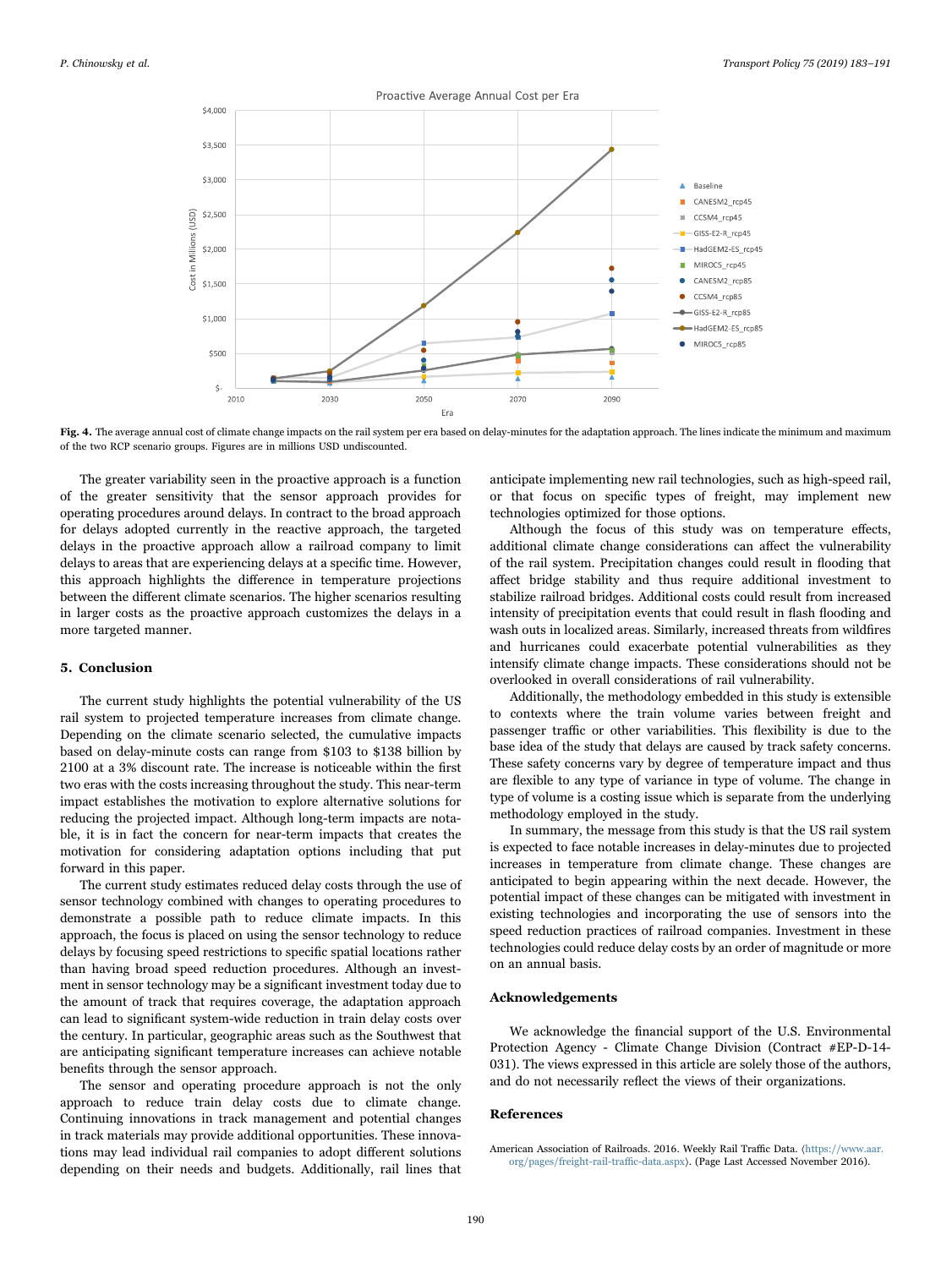Proactive Average Annual Cost per Era

$4,000
$3,500
$3,000
$2,500
$2,000
$1,500
$1,000
$500
$-

Cost in Millions (USD)

2010
2030
2050
2070
2090

Era

Baseline
CANESM2_rcp45
CCSM4_rcp45
GISS-E2-R_rcp45
HadGEM2-ES_rcp45
MIROC5_rcp45
CANESM2_rcp85
CCSM4_rcp85
GISS-E2-R_rcp85
HadGEM2-ES_rcp85
MIROC5_rcp85

**Fig. 4.** The average annual cost of climate change impacts on the rail system per era based on delay-minutes for the adaptation approach. The lines indicate the minimum and maximum of the two RCP scenario groups. Figures are in millions USD undiscounted.

The greater variability seen in the proactive approach is a function of the greater sensitivity that the sensor approach provides for operating procedures around delays. In contract to the broad approach for delays adopted currently in the reactive approach, the targeted delays in the proactive approach allow a railroad company to limit delays to areas that are experiencing delays at a specific time. However, this approach highlights the difference in temperature projections between the different climate scenarios. The higher scenarios resulting in larger costs as the proactive approach customizes the delays in a more targeted manner.

## 5. Conclusion

The current study highlights the potential vulnerability of the US rail system to projected temperature increases from climate change. Depending on the climate scenario selected, the cumulative impacts based on delay-minute costs can range from $103 to $138 billion by 2100 at a 3% discount rate. The increase is noticeable within the first two eras with the costs increasing throughout the study. This near-term impact establishes the motivation to explore alternative solutions for reducing the projected impact. Although long-term impacts are notable, it is in fact the concern for near-term impacts that creates the motivation for considering adaptation options including that put forward in this paper.

The current study estimates reduced delay costs through the use of sensor technology combined with changes to operating procedures to demonstrate a possible path to reduce climate impacts. In this approach, the focus is placed on using the sensor technology to reduce delays by focusing speed restrictions to specific spatial locations rather than having broad speed reduction procedures. Although an investment in sensor technology may be a significant investment today due to the amount of track that requires coverage, the adaptation approach can lead to significant system-wide reduction in train delay costs over the century. In particular, geographic areas such as the Southwest that are anticipating significant temperature increases can achieve notable benefits through the sensor approach.

The sensor and operating procedure approach is not the only approach to reduce train delay costs due to climate change. Continuing innovations in track management and potential changes in track materials may provide additional opportunities. These innovations may lead individual rail companies to adopt different solutions depending on their needs and budgets. Additionally, rail lines that anticipate implementing new rail technologies, such as high-speed rail, or that focus on specific types of freight, may implement new technologies optimized for those options.

Although the focus of this study was on temperature effects, additional climate change considerations can affect the vulnerability of the rail system. Precipitation changes could result in flooding that affect bridge stability and thus require additional investment to stabilize railroad bridges. Additional costs could result from increased intensity of precipitation events that could result in flash flooding and wash outs in localized areas. Similarly, increased threats from wildfires and hurricanes could exacerbate potential vulnerabilities as they intensify climate change impacts. These considerations should not be overlooked in overall considerations of rail vulnerability.

Additionally, the methodology embedded in this study is extensible to contexts where the train volume varies between freight and passenger traffic or other variabilities. This flexibility is due to the base idea of the study that delays are caused by track safety concerns. These safety concerns vary by degree of temperature impact and thus are flexible to any type of variance in type of volume. The change in type of volume is a costing issue which is separate from the underlying methodology employed in the study.

In summary, the message from this study is that the US rail system is expected to face notable increases in delay-minutes due to projected increases in temperature from climate change. These changes are anticipated to begin appearing within the next decade. However, the potential impact of these changes can be mitigated with investment in existing technologies and incorporating the use of sensors into the speed reduction practices of railroad companies. Investment in these technologies could reduce delay costs by an order of magnitude or more on an annual basis.

## Acknowledgements

We acknowledge the financial support of the U.S. Environmental Protection Agency - Climate Change Division (Contract #EP-D-14-031). The views expressed in this article are solely those of the authors, and do not necessarily reflect the views of their organizations.

## References

American Association of Railroads. 2016. Weekly Rail Traffic Data. ⟨https://www.aar.org/pages/freight-rail-traffic-data.aspx⟩. (Page Last Accessed November 2016).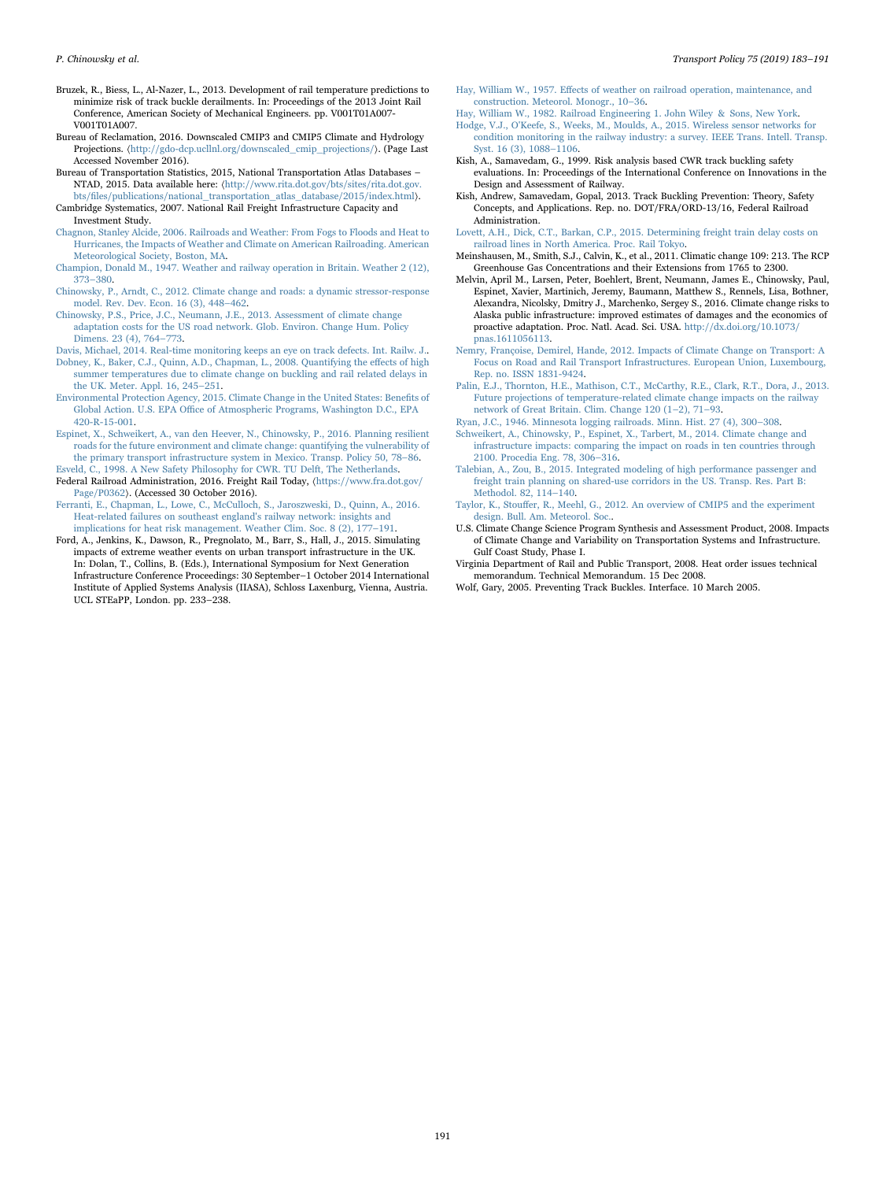Bruzek, R., Biess, L., Al-Nazer, L., 2013. Development of rail temperature predictions to minimize risk of track buckle derailments. In: Proceedings of the 2013 Joint Rail Conference, American Society of Mechanical Engineers. pp. V001T01A007-V001T01A007.

Bureau of Reclamation, 2016. Downscaled CMIP3 and CMIP5 Climate and Hydrology Projections. ⟨http://gdo-dcp.ucllnl.org/downscaled_cmip_projections/⟩. (Page Last Accessed November 2016).

Bureau of Transportation Statistics, 2015, National Transportation Atlas Databases – NTAD, 2015. Data available here: ⟨http://www.rita.dot.gov/bts/sites/rita.dot.gov.bts/files/publications/national_transportation_atlas_database/2015/index.html⟩.

Cambridge Systematics, 2007. National Rail Freight Infrastructure Capacity and Investment Study.

Chagnon, Stanley Alcide, 2006. Railroads and Weather: From Fogs to Floods and Heat to Hurricanes, the Impacts of Weather and Climate on American Railroading. American Meteorological Society, Boston, MA.

Champion, Donald M., 1947. Weather and railway operation in Britain. Weather 2 (12), 373–380.

Chinowsky, P., Arndt, C., 2012. Climate change and roads: a dynamic stressor-response model. Rev. Dev. Econ. 16 (3), 448–462.

Chinowsky, P.S., Price, J.C., Neumann, J.E., 2013. Assessment of climate change adaptation costs for the US road network. Glob. Environ. Change Hum. Policy Dimens. 23 (4), 764–773.

Davis, Michael, 2014. Real-time monitoring keeps an eye on track defects. Int. Railw. J..

Dobney, K., Baker, C.J., Quinn, A.D., Chapman, L., 2008. Quantifying the effects of high summer temperatures due to climate change on buckling and rail related delays in the UK. Meter. Appl. 16, 245–251.

Environmental Protection Agency, 2015. Climate Change in the United States: Benefits of Global Action. U.S. EPA Office of Atmospheric Programs, Washington D.C., EPA 420-R-15-001.

Espinet, X., Schweikert, A., van den Heever, N., Chinowsky, P., 2016. Planning resilient roads for the future environment and climate change: quantifying the vulnerability of the primary transport infrastructure system in Mexico. Transp. Policy 50, 78–86.

Esveld, C., 1998. A New Safety Philosophy for CWR. TU Delft, The Netherlands.

Federal Railroad Administration, 2016. Freight Rail Today, ⟨https://www.fra.dot.gov/Page/P0362⟩. (Accessed 30 October 2016).

Ferranti, E., Chapman, L., Lowe, C., McCulloch, S., Jaroszweski, D., Quinn, A., 2016. Heat-related failures on southeast england's railway network: insights and implications for heat risk management. Weather Clim. Soc. 8 (2), 177–191.

Ford, A., Jenkins, K., Dawson, R., Pregnolato, M., Barr, S., Hall, J., 2015. Simulating impacts of extreme weather events on urban transport infrastructure in the UK. In: Dolan, T., Collins, B. (Eds.), International Symposium for Next Generation Infrastructure Conference Proceedings: 30 September–1 October 2014 International Institute of Applied Systems Analysis (IIASA), Schloss Laxenburg, Vienna, Austria. UCL STEaPP, London. pp. 233–238.

Hay, William W., 1957. Effects of weather on railroad operation, maintenance, and construction. Meteorol. Monogr., 10–36.

Hay, William W., 1982. Railroad Engineering 1. John Wiley & Sons, New York.

Hodge, V.J., O'Keefe, S., Weeks, M., Moulds, A., 2015. Wireless sensor networks for condition monitoring in the railway industry: a survey. IEEE Trans. Intell. Transp. Syst. 16 (3), 1088–1106.

Kish, A., Samavedam, G., 1999. Risk analysis based CWR track buckling safety evaluations. In: Proceedings of the International Conference on Innovations in the Design and Assessment of Railway.

Kish, Andrew, Samavedam, Gopal, 2013. Track Buckling Prevention: Theory, Safety Concepts, and Applications. Rep. no. DOT/FRA/ORD-13/16, Federal Railroad Administration.

Lovett, A.H., Dick, C.T., Barkan, C.P., 2015. Determining freight train delay costs on railroad lines in North America. Proc. Rail Tokyo.

Meinshausen, M., Smith, S.J., Calvin, K., et al., 2011. Climatic change 109: 213. The RCP Greenhouse Gas Concentrations and their Extensions from 1765 to 2300.

Melvin, April M., Larsen, Peter, Boehlert, Brent, Neumann, James E., Chinowsky, Paul, Espinet, Xavier, Martinich, Jeremy, Baumann, Matthew S., Rennels, Lisa, Bothner, Alexandra, Nicolsky, Dmitry J., Marchenko, Sergey S., 2016. Climate change risks to Alaska public infrastructure: improved estimates of damages and the economics of proactive adaptation. Proc. Natl. Acad. Sci. USA. http://dx.doi.org/10.1073/pnas.1611056113.

Nemry, Françoise, Demirel, Hande, 2012. Impacts of Climate Change on Transport: A Focus on Road and Rail Transport Infrastructures. European Union, Luxembourg, Rep. no. ISSN 1831-9424.

Palin, E.J., Thornton, H.E., Mathison, C.T., McCarthy, R.E., Clark, R.T., Dora, J., 2013. Future projections of temperature-related climate change impacts on the railway network of Great Britain. Clim. Change 120 (1–2), 71–93.

Ryan, J.C., 1946. Minnesota logging railroads. Minn. Hist. 27 (4), 300–308.

Schweikert, A., Chinowsky, P., Espinet, X., Tarbert, M., 2014. Climate change and infrastructure impacts: comparing the impact on roads in ten countries through 2100. Procedia Eng. 78, 306–316.

Talebian, A., Zou, B., 2015. Integrated modeling of high performance passenger and freight train planning on shared-use corridors in the US. Transp. Res. Part B: Methodol. 82, 114–140.

Taylor, K., Stouffer, R., Meehl, G., 2012. An overview of CMIP5 and the experiment design. Bull. Am. Meteorol. Soc..

U.S. Climate Change Science Program Synthesis and Assessment Product, 2008. Impacts of Climate Change and Variability on Transportation Systems and Infrastructure. Gulf Coast Study, Phase I.

Virginia Department of Rail and Public Transport, 2008. Heat order issues technical memorandum. Technical Memorandum. 15 Dec 2008.

Wolf, Gary, 2005. Preventing Track Buckles. Interface. 10 March 2005.